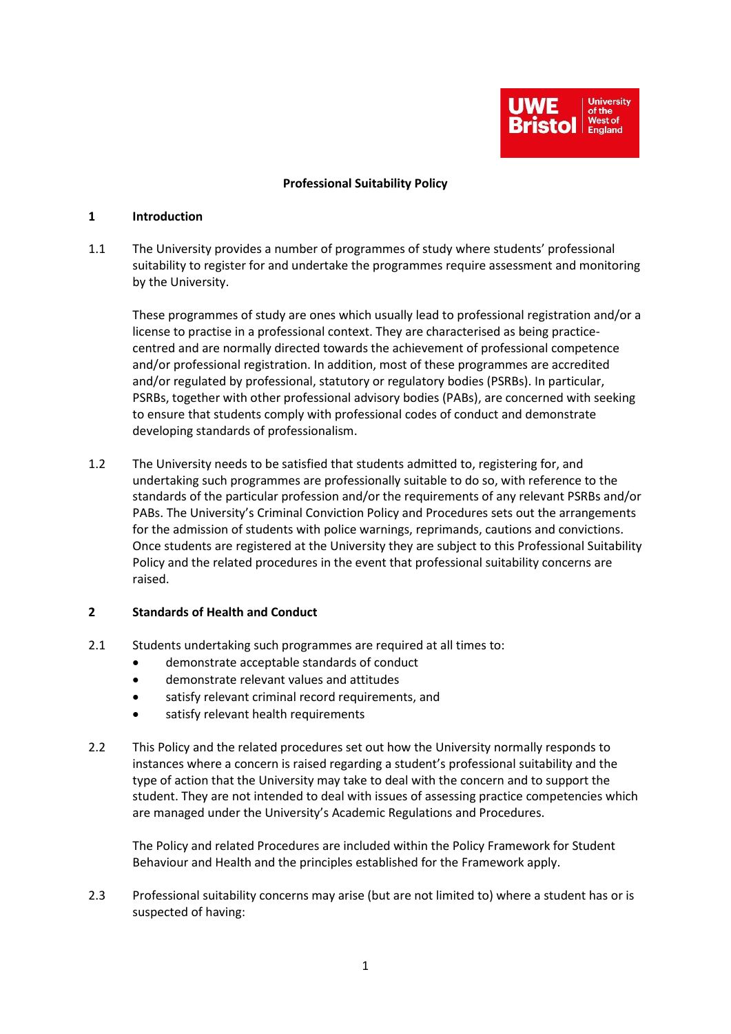# Professional Suitability Policy

## 1 Introduction

1.1 The University provides a number of programmes of study where students' professional suitability to register for and undertake the programmes require assessment and monitoring by the University.

These programmes of study are ones which usually lead to professional registration and/or a license to practise in a professional context. They are characterised as being practice-centred and are normally directed towards the achievement of professional competence and/or professional registration. In addition, most of these programmes are accredited and/or regulated by professional, statutory or regulatory bodies (PSRBs). In particular, PSRBs, together with other professional advisory bodies (PABs), are concerned with seeking to ensure that students comply with professional codes of conduct and demonstrate developing standards of professionalism.

1.2 The University needs to be satisfied that students admitted to, registering for, and undertaking such programmes are professionally suitable to do so, with reference to the standards of the particular profession and/or the requirements of any relevant PSRBs and/or PABs. The University's Criminal Conviction Policy and Procedures sets out the arrangements for the admission of students with police warnings, reprimands, cautions and convictions. Once students are registered at the University they are subject to this Professional Suitability Policy and the related procedures in the event that professional suitability concerns are raised.

## 2 Standards of Health and Conduct

2.1 Students undertaking such programmes are required at all times to:

- demonstrate acceptable standards of conduct
- demonstrate relevant values and attitudes
- satisfy relevant criminal record requirements, and
- satisfy relevant health requirements

2.2 This Policy and the related procedures set out how the University normally responds to instances where a concern is raised regarding a student's professional suitability and the type of action that the University may take to deal with the concern and to support the student. They are not intended to deal with issues of assessing practice competencies which are managed under the University's Academic Regulations and Procedures.

The Policy and related Procedures are included within the Policy Framework for Student Behaviour and Health and the principles established for the Framework apply.

2.3 Professional suitability concerns may arise (but are not limited to) where a student has or is suspected of having: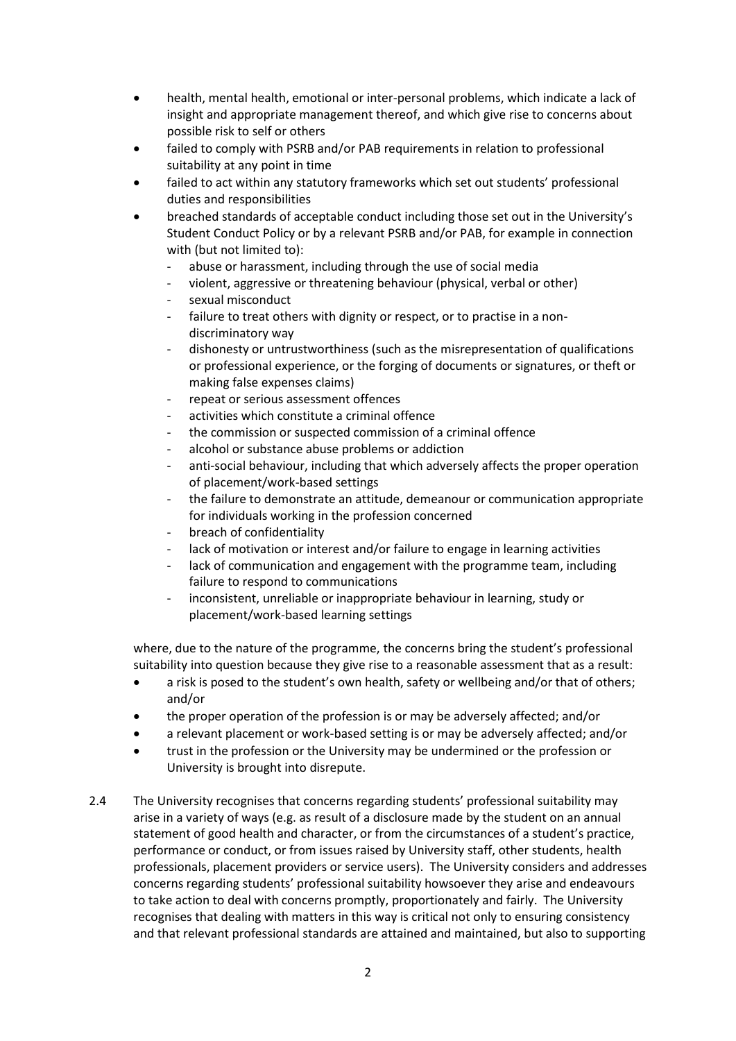- health, mental health, emotional or inter-personal problems, which indicate a lack of insight and appropriate management thereof, and which give rise to concerns about possible risk to self or others
- failed to comply with PSRB and/or PAB requirements in relation to professional suitability at any point in time
- failed to act within any statutory frameworks which set out students' professional duties and responsibilities
- breached standards of acceptable conduct including those set out in the University's Student Conduct Policy or by a relevant PSRB and/or PAB, for example in connection with (but not limited to):
  - abuse or harassment, including through the use of social media
  - violent, aggressive or threatening behaviour (physical, verbal or other)
  - sexual misconduct
  - failure to treat others with dignity or respect, or to practise in a non-discriminatory way
  - dishonesty or untrustworthiness (such as the misrepresentation of qualifications or professional experience, or the forging of documents or signatures, or theft or making false expenses claims)
  - repeat or serious assessment offences
  - activities which constitute a criminal offence
  - the commission or suspected commission of a criminal offence
  - alcohol or substance abuse problems or addiction
  - anti-social behaviour, including that which adversely affects the proper operation of placement/work-based settings
  - the failure to demonstrate an attitude, demeanour or communication appropriate for individuals working in the profession concerned
  - breach of confidentiality
  - lack of motivation or interest and/or failure to engage in learning activities
  - lack of communication and engagement with the programme team, including failure to respond to communications
  - inconsistent, unreliable or inappropriate behaviour in learning, study or placement/work-based learning settings

where, due to the nature of the programme, the concerns bring the student's professional suitability into question because they give rise to a reasonable assessment that as a result:

- a risk is posed to the student's own health, safety or wellbeing and/or that of others; and/or
- the proper operation of the profession is or may be adversely affected; and/or
- a relevant placement or work-based setting is or may be adversely affected; and/or
- trust in the profession or the University may be undermined or the profession or University is brought into disrepute.

2.4 The University recognises that concerns regarding students' professional suitability may arise in a variety of ways (e.g. as result of a disclosure made by the student on an annual statement of good health and character, or from the circumstances of a student's practice, performance or conduct, or from issues raised by University staff, other students, health professionals, placement providers or service users). The University considers and addresses concerns regarding students' professional suitability howsoever they arise and endeavours to take action to deal with concerns promptly, proportionately and fairly. The University recognises that dealing with matters in this way is critical not only to ensuring consistency and that relevant professional standards are attained and maintained, but also to supporting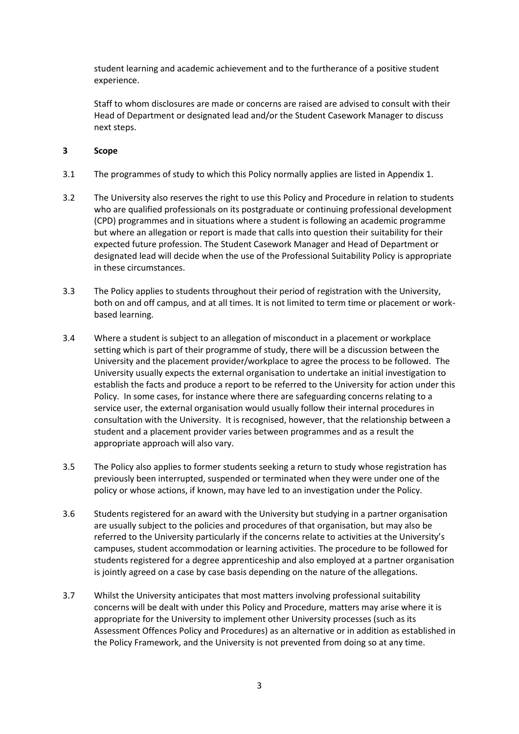student learning and academic achievement and to the furtherance of a positive student experience.

Staff to whom disclosures are made or concerns are raised are advised to consult with their Head of Department or designated lead and/or the Student Casework Manager to discuss next steps.

## 3 Scope

3.1 The programmes of study to which this Policy normally applies are listed in Appendix 1.

3.2 The University also reserves the right to use this Policy and Procedure in relation to students who are qualified professionals on its postgraduate or continuing professional development (CPD) programmes and in situations where a student is following an academic programme but where an allegation or report is made that calls into question their suitability for their expected future profession. The Student Casework Manager and Head of Department or designated lead will decide when the use of the Professional Suitability Policy is appropriate in these circumstances.

3.3 The Policy applies to students throughout their period of registration with the University, both on and off campus, and at all times. It is not limited to term time or placement or work-based learning.

3.4 Where a student is subject to an allegation of misconduct in a placement or workplace setting which is part of their programme of study, there will be a discussion between the University and the placement provider/workplace to agree the process to be followed. The University usually expects the external organisation to undertake an initial investigation to establish the facts and produce a report to be referred to the University for action under this Policy. In some cases, for instance where there are safeguarding concerns relating to a service user, the external organisation would usually follow their internal procedures in consultation with the University. It is recognised, however, that the relationship between a student and a placement provider varies between programmes and as a result the appropriate approach will also vary.

3.5 The Policy also applies to former students seeking a return to study whose registration has previously been interrupted, suspended or terminated when they were under one of the policy or whose actions, if known, may have led to an investigation under the Policy.

3.6 Students registered for an award with the University but studying in a partner organisation are usually subject to the policies and procedures of that organisation, but may also be referred to the University particularly if the concerns relate to activities at the University's campuses, student accommodation or learning activities. The procedure to be followed for students registered for a degree apprenticeship and also employed at a partner organisation is jointly agreed on a case by case basis depending on the nature of the allegations.

3.7 Whilst the University anticipates that most matters involving professional suitability concerns will be dealt with under this Policy and Procedure, matters may arise where it is appropriate for the University to implement other University processes (such as its Assessment Offences Policy and Procedures) as an alternative or in addition as established in the Policy Framework, and the University is not prevented from doing so at any time.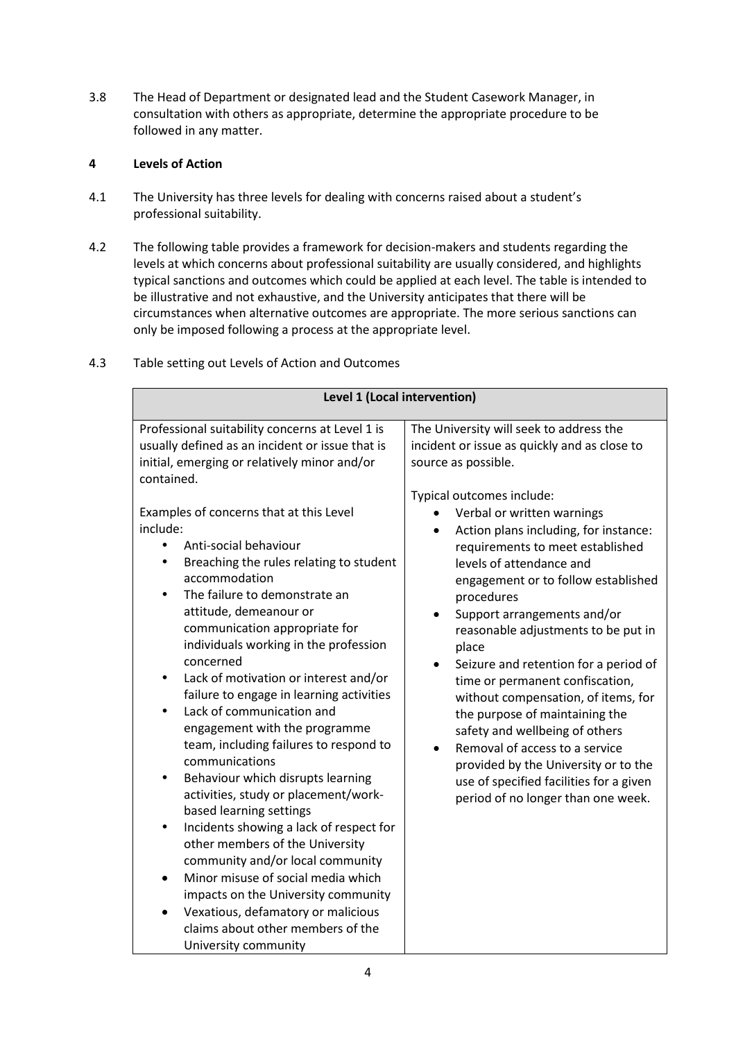3.8 The Head of Department or designated lead and the Student Casework Manager, in consultation with others as appropriate, determine the appropriate procedure to be followed in any matter.

## 4 Levels of Action

4.1 The University has three levels for dealing with concerns raised about a student's professional suitability.

4.2 The following table provides a framework for decision-makers and students regarding the levels at which concerns about professional suitability are usually considered, and highlights typical sanctions and outcomes which could be applied at each level. The table is intended to be illustrative and not exhaustive, and the University anticipates that there will be circumstances when alternative outcomes are appropriate. The more serious sanctions can only be imposed following a process at the appropriate level.

4.3 Table setting out Levels of Action and Outcomes

| **Level 1 (Local intervention)** | |
|---|---|
| Professional suitability concerns at Level 1 is usually defined as an incident or issue that is initial, emerging or relatively minor and/or contained.<br><br>Examples of concerns that at this Level include:<br>• Anti-social behaviour<br>• Breaching the rules relating to student accommodation<br>• The failure to demonstrate an attitude, demeanour or communication appropriate for individuals working in the profession concerned<br>• Lack of motivation or interest and/or failure to engage in learning activities<br>• Lack of communication and engagement with the programme team, including failures to respond to communications<br>• Behaviour which disrupts learning activities, study or placement/work-based learning settings<br>• Incidents showing a lack of respect for other members of the University community and/or local community<br>• Minor misuse of social media which impacts on the University community<br>• Vexatious, defamatory or malicious claims about other members of the University community | The University will seek to address the incident or issue as quickly and as close to source as possible.<br><br>Typical outcomes include:<br>• Verbal or written warnings<br>• Action plans including, for instance: requirements to meet established levels of attendance and engagement or to follow established procedures<br>• Support arrangements and/or reasonable adjustments to be put in place<br>• Seizure and retention for a period of time or permanent confiscation, without compensation, of items, for the purpose of maintaining the safety and wellbeing of others<br>• Removal of access to a service provided by the University or to the use of specified facilities for a given period of no longer than one week. |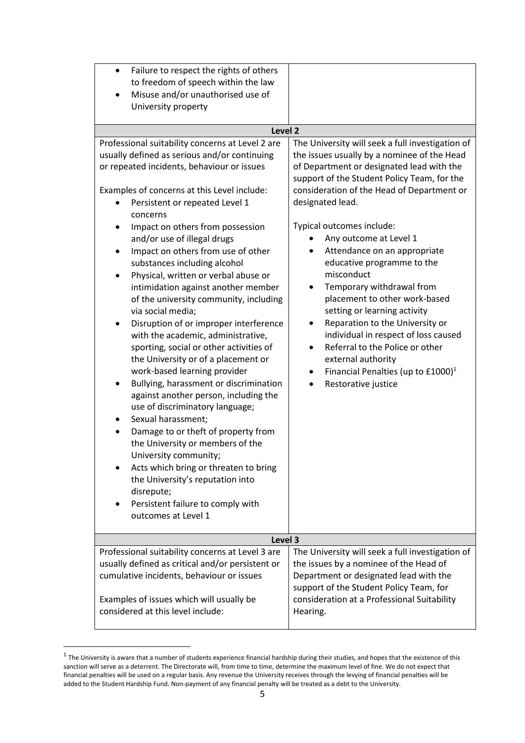| | |
|---|---|
| • Failure to respect the rights of others to freedom of speech within the law<br>• Misuse and/or unauthorised use of University property | |
| **Level 2** | |
| Professional suitability concerns at Level 2 are usually defined as serious and/or continuing or repeated incidents, behaviour or issues<br><br>Examples of concerns at this Level include:<br>• Persistent or repeated Level 1 concerns<br>• Impact on others from possession and/or use of illegal drugs<br>• Impact on others from use of other substances including alcohol<br>• Physical, written or verbal abuse or intimidation against another member of the university community, including via social media;<br>• Disruption of or improper interference with the academic, administrative, sporting, social or other activities of the University or of a placement or work-based learning provider<br>• Bullying, harassment or discrimination against another person, including the use of discriminatory language;<br>• Sexual harassment;<br>• Damage to or theft of property from the University or members of the University community;<br>• Acts which bring or threaten to bring the University's reputation into disrepute;<br>• Persistent failure to comply with outcomes at Level 1 | The University will seek a full investigation of the issues usually by a nominee of the Head of Department or designated lead with the support of the Student Policy Team, for the consideration of the Head of Department or designated lead.<br><br>Typical outcomes include:<br>• Any outcome at Level 1<br>• Attendance on an appropriate educative programme to the misconduct<br>• Temporary withdrawal from placement to other work-based setting or learning activity<br>• Reparation to the University or individual in respect of loss caused<br>• Referral to the Police or other external authority<br>• Financial Penalties (up to £1000)[1]<br>• Restorative justice |
| **Level 3** | |
| Professional suitability concerns at Level 3 are usually defined as critical and/or persistent or cumulative incidents, behaviour or issues<br><br>Examples of issues which will usually be considered at this level include: | The University will seek a full investigation of the issues by a nominee of the Head of Department or designated lead with the support of the Student Policy Team, for consideration at a Professional Suitability Hearing. |

[1] The University is aware that a number of students experience financial hardship during their studies, and hopes that the existence of this sanction will serve as a deterrent. The Directorate will, from time to time, determine the maximum level of fine. We do not expect that financial penalties will be used on a regular basis. Any revenue the University receives through the levying of financial penalties will be added to the Student Hardship Fund. Non-payment of any financial penalty will be treated as a debt to the University.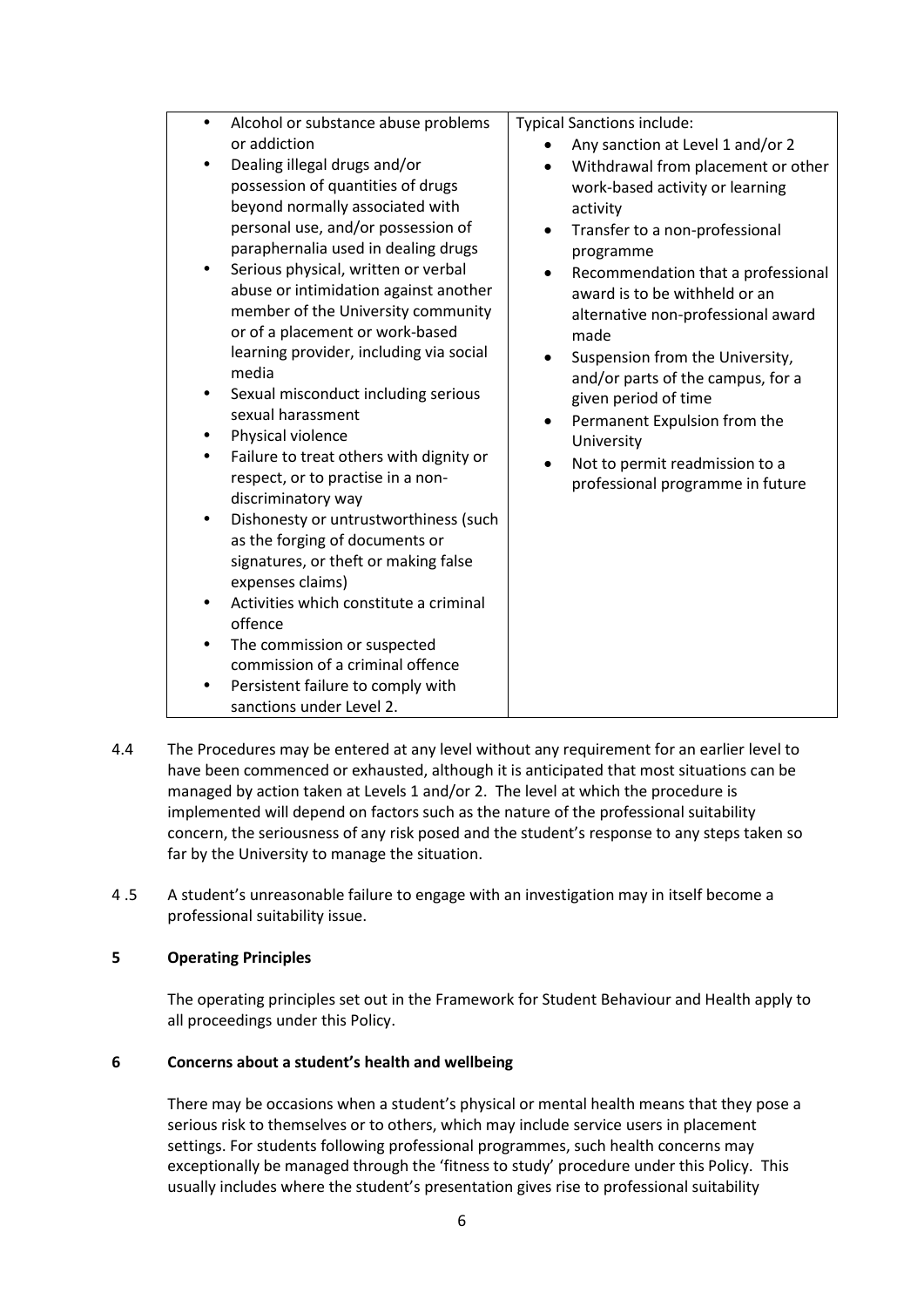| | |
|---|---|
| • Alcohol or substance abuse problems or addiction<br>• Dealing illegal drugs and/or possession of quantities of drugs beyond normally associated with personal use, and/or possession of paraphernalia used in dealing drugs<br>• Serious physical, written or verbal abuse or intimidation against another member of the University community or of a placement or work-based learning provider, including via social media<br>• Sexual misconduct including serious sexual harassment<br>• Physical violence<br>• Failure to treat others with dignity or respect, or to practise in a non-discriminatory way<br>• Dishonesty or untrustworthiness (such as the forging of documents or signatures, or theft or making false expenses claims)<br>• Activities which constitute a criminal offence<br>• The commission or suspected commission of a criminal offence<br>• Persistent failure to comply with sanctions under Level 2. | Typical Sanctions include:<br>• Any sanction at Level 1 and/or 2<br>• Withdrawal from placement or other work-based activity or learning activity<br>• Transfer to a non-professional programme<br>• Recommendation that a professional award is to be withheld or an alternative non-professional award made<br>• Suspension from the University, and/or parts of the campus, for a given period of time<br>• Permanent Expulsion from the University<br>• Not to permit readmission to a professional programme in future |

4.4 The Procedures may be entered at any level without any requirement for an earlier level to have been commenced or exhausted, although it is anticipated that most situations can be managed by action taken at Levels 1 and/or 2. The level at which the procedure is implemented will depend on factors such as the nature of the professional suitability concern, the seriousness of any risk posed and the student's response to any steps taken so far by the University to manage the situation.

4 .5 A student's unreasonable failure to engage with an investigation may in itself become a professional suitability issue.

## 5 Operating Principles

The operating principles set out in the Framework for Student Behaviour and Health apply to all proceedings under this Policy.

## 6 Concerns about a student's health and wellbeing

There may be occasions when a student's physical or mental health means that they pose a serious risk to themselves or to others, which may include service users in placement settings. For students following professional programmes, such health concerns may exceptionally be managed through the 'fitness to study' procedure under this Policy. This usually includes where the student's presentation gives rise to professional suitability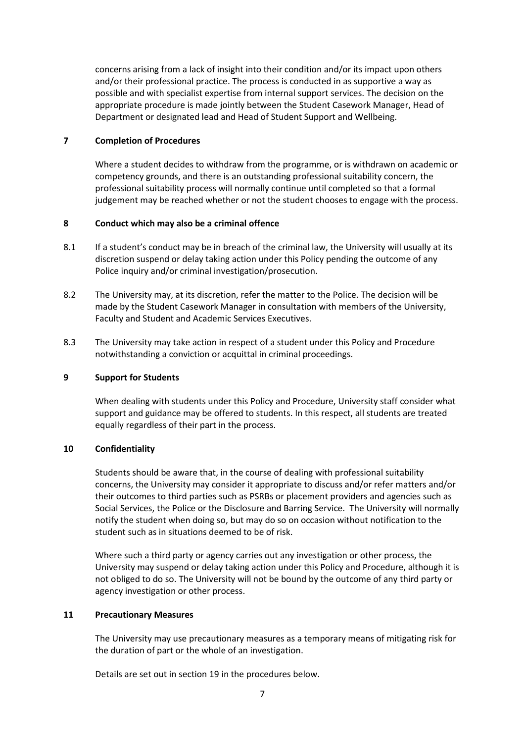concerns arising from a lack of insight into their condition and/or its impact upon others and/or their professional practice. The process is conducted in as supportive a way as possible and with specialist expertise from internal support services. The decision on the appropriate procedure is made jointly between the Student Casework Manager, Head of Department or designated lead and Head of Student Support and Wellbeing.

## 7 Completion of Procedures

Where a student decides to withdraw from the programme, or is withdrawn on academic or competency grounds, and there is an outstanding professional suitability concern, the professional suitability process will normally continue until completed so that a formal judgement may be reached whether or not the student chooses to engage with the process.

## 8 Conduct which may also be a criminal offence

8.1 If a student's conduct may be in breach of the criminal law, the University will usually at its discretion suspend or delay taking action under this Policy pending the outcome of any Police inquiry and/or criminal investigation/prosecution.

8.2 The University may, at its discretion, refer the matter to the Police. The decision will be made by the Student Casework Manager in consultation with members of the University, Faculty and Student and Academic Services Executives.

8.3 The University may take action in respect of a student under this Policy and Procedure notwithstanding a conviction or acquittal in criminal proceedings.

## 9 Support for Students

When dealing with students under this Policy and Procedure, University staff consider what support and guidance may be offered to students. In this respect, all students are treated equally regardless of their part in the process.

## 10 Confidentiality

Students should be aware that, in the course of dealing with professional suitability concerns, the University may consider it appropriate to discuss and/or refer matters and/or their outcomes to third parties such as PSRBs or placement providers and agencies such as Social Services, the Police or the Disclosure and Barring Service. The University will normally notify the student when doing so, but may do so on occasion without notification to the student such as in situations deemed to be of risk.

Where such a third party or agency carries out any investigation or other process, the University may suspend or delay taking action under this Policy and Procedure, although it is not obliged to do so. The University will not be bound by the outcome of any third party or agency investigation or other process.

## 11 Precautionary Measures

The University may use precautionary measures as a temporary means of mitigating risk for the duration of part or the whole of an investigation.

Details are set out in section 19 in the procedures below.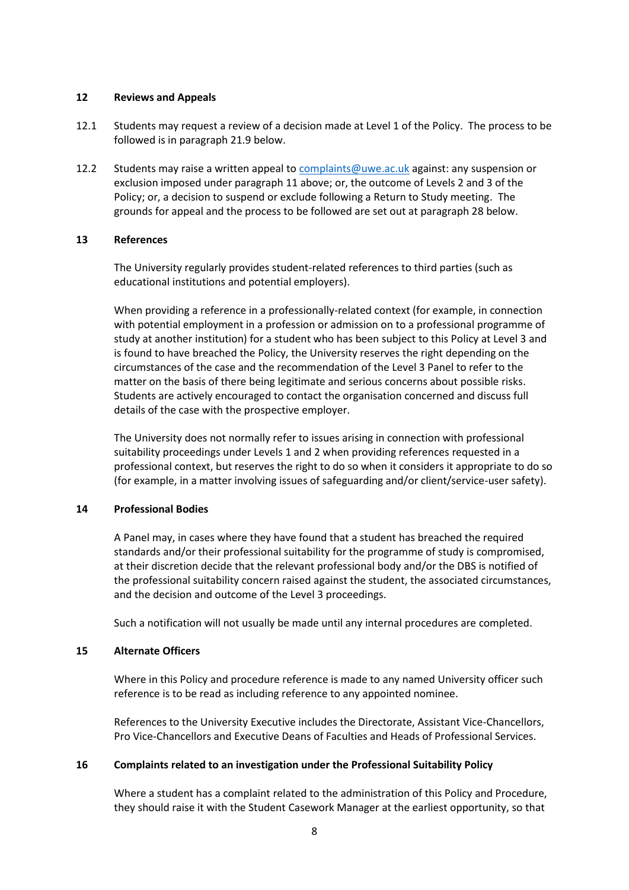## 12 Reviews and Appeals

12.1 Students may request a review of a decision made at Level 1 of the Policy. The process to be followed is in paragraph 21.9 below.

12.2 Students may raise a written appeal to [complaints@uwe.ac.uk](mailto:complaints@uwe.ac.uk) against: any suspension or exclusion imposed under paragraph 11 above; or, the outcome of Levels 2 and 3 of the Policy; or, a decision to suspend or exclude following a Return to Study meeting. The grounds for appeal and the process to be followed are set out at paragraph 28 below.

## 13 References

The University regularly provides student-related references to third parties (such as educational institutions and potential employers).

When providing a reference in a professionally-related context (for example, in connection with potential employment in a profession or admission on to a professional programme of study at another institution) for a student who has been subject to this Policy at Level 3 and is found to have breached the Policy, the University reserves the right depending on the circumstances of the case and the recommendation of the Level 3 Panel to refer to the matter on the basis of there being legitimate and serious concerns about possible risks. Students are actively encouraged to contact the organisation concerned and discuss full details of the case with the prospective employer.

The University does not normally refer to issues arising in connection with professional suitability proceedings under Levels 1 and 2 when providing references requested in a professional context, but reserves the right to do so when it considers it appropriate to do so (for example, in a matter involving issues of safeguarding and/or client/service-user safety).

## 14 Professional Bodies

A Panel may, in cases where they have found that a student has breached the required standards and/or their professional suitability for the programme of study is compromised, at their discretion decide that the relevant professional body and/or the DBS is notified of the professional suitability concern raised against the student, the associated circumstances, and the decision and outcome of the Level 3 proceedings.

Such a notification will not usually be made until any internal procedures are completed.

## 15 Alternate Officers

Where in this Policy and procedure reference is made to any named University officer such reference is to be read as including reference to any appointed nominee.

References to the University Executive includes the Directorate, Assistant Vice-Chancellors, Pro Vice-Chancellors and Executive Deans of Faculties and Heads of Professional Services.

## 16 Complaints related to an investigation under the Professional Suitability Policy

Where a student has a complaint related to the administration of this Policy and Procedure, they should raise it with the Student Casework Manager at the earliest opportunity, so that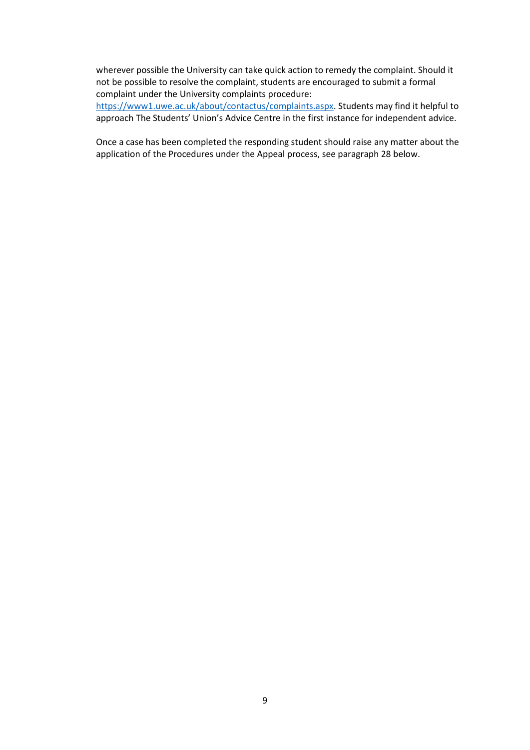wherever possible the University can take quick action to remedy the complaint. Should it not be possible to resolve the complaint, students are encouraged to submit a formal complaint under the University complaints procedure: [https://www1.uwe.ac.uk/about/contactus/complaints.aspx](https://www1.uwe.ac.uk/about/contactus/complaints.aspx). Students may find it helpful to approach The Students' Union's Advice Centre in the first instance for independent advice.

Once a case has been completed the responding student should raise any matter about the application of the Procedures under the Appeal process, see paragraph 28 below.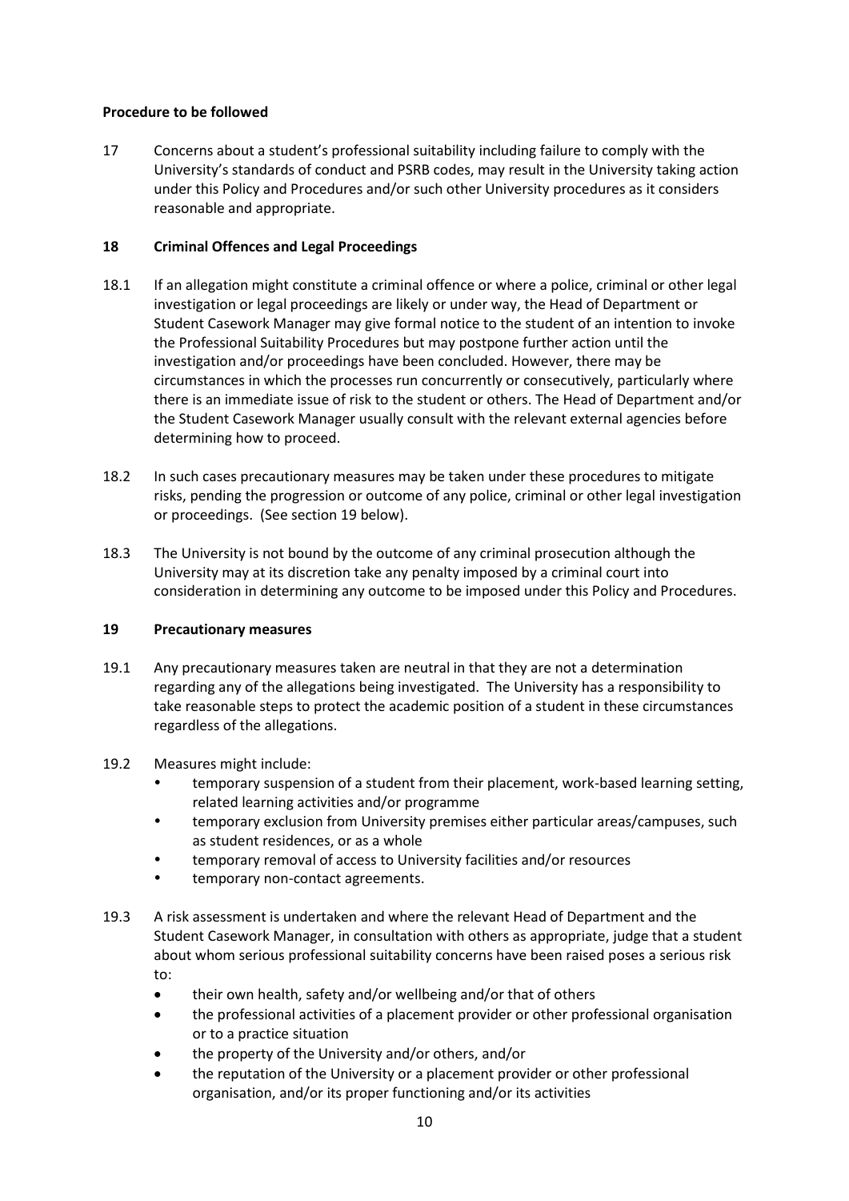**Procedure to be followed**

17 Concerns about a student's professional suitability including failure to comply with the University's standards of conduct and PSRB codes, may result in the University taking action under this Policy and Procedures and/or such other University procedures as it considers reasonable and appropriate.

**18 Criminal Offences and Legal Proceedings**

18.1 If an allegation might constitute a criminal offence or where a police, criminal or other legal investigation or legal proceedings are likely or under way, the Head of Department or Student Casework Manager may give formal notice to the student of an intention to invoke the Professional Suitability Procedures but may postpone further action until the investigation and/or proceedings have been concluded. However, there may be circumstances in which the processes run concurrently or consecutively, particularly where there is an immediate issue of risk to the student or others. The Head of Department and/or the Student Casework Manager usually consult with the relevant external agencies before determining how to proceed.

18.2 In such cases precautionary measures may be taken under these procedures to mitigate risks, pending the progression or outcome of any police, criminal or other legal investigation or proceedings. (See section 19 below).

18.3 The University is not bound by the outcome of any criminal prosecution although the University may at its discretion take any penalty imposed by a criminal court into consideration in determining any outcome to be imposed under this Policy and Procedures.

**19 Precautionary measures**

19.1 Any precautionary measures taken are neutral in that they are not a determination regarding any of the allegations being investigated. The University has a responsibility to take reasonable steps to protect the academic position of a student in these circumstances regardless of the allegations.

19.2 Measures might include:

- temporary suspension of a student from their placement, work-based learning setting, related learning activities and/or programme
- temporary exclusion from University premises either particular areas/campuses, such as student residences, or as a whole
- temporary removal of access to University facilities and/or resources
- temporary non-contact agreements.

19.3 A risk assessment is undertaken and where the relevant Head of Department and the Student Casework Manager, in consultation with others as appropriate, judge that a student about whom serious professional suitability concerns have been raised poses a serious risk to:

- their own health, safety and/or wellbeing and/or that of others
- the professional activities of a placement provider or other professional organisation or to a practice situation
- the property of the University and/or others, and/or
- the reputation of the University or a placement provider or other professional organisation, and/or its proper functioning and/or its activities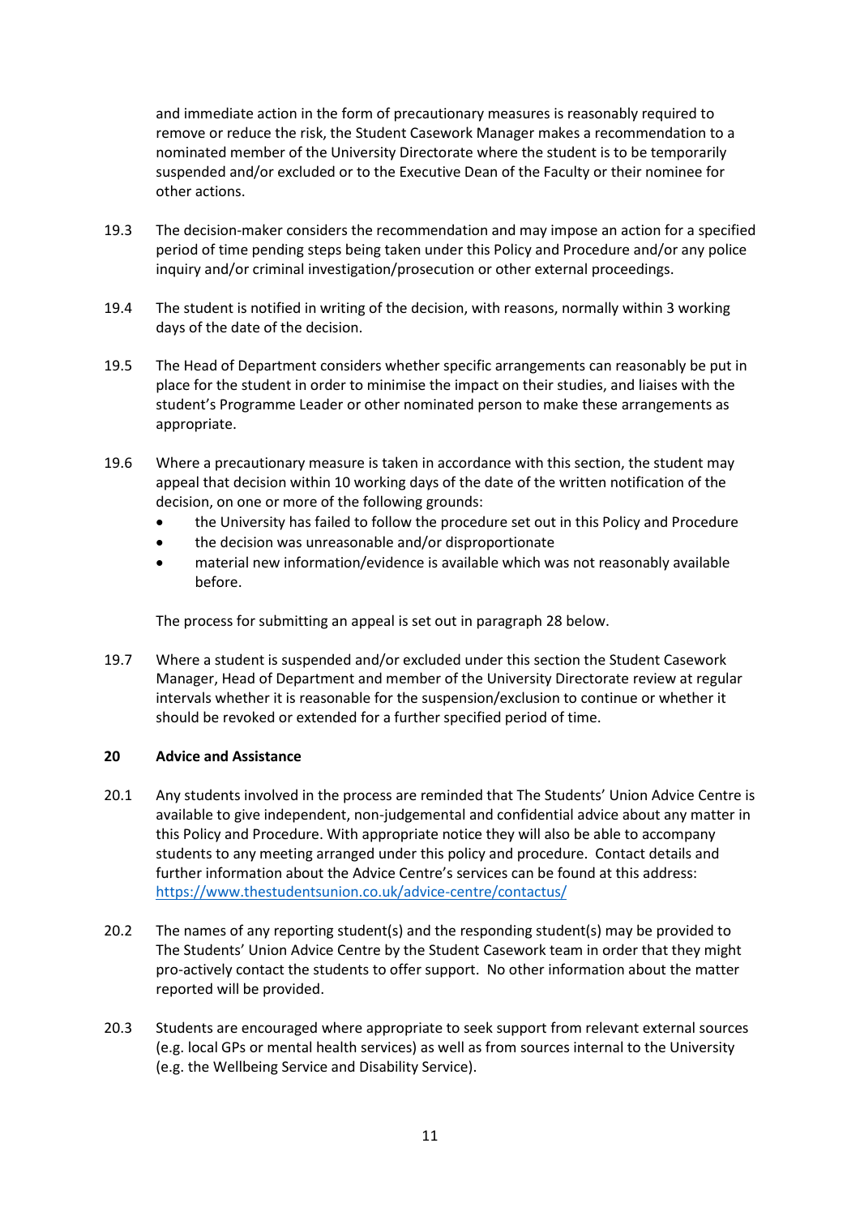and immediate action in the form of precautionary measures is reasonably required to remove or reduce the risk, the Student Casework Manager makes a recommendation to a nominated member of the University Directorate where the student is to be temporarily suspended and/or excluded or to the Executive Dean of the Faculty or their nominee for other actions.

19.3 The decision-maker considers the recommendation and may impose an action for a specified period of time pending steps being taken under this Policy and Procedure and/or any police inquiry and/or criminal investigation/prosecution or other external proceedings.

19.4 The student is notified in writing of the decision, with reasons, normally within 3 working days of the date of the decision.

19.5 The Head of Department considers whether specific arrangements can reasonably be put in place for the student in order to minimise the impact on their studies, and liaises with the student's Programme Leader or other nominated person to make these arrangements as appropriate.

19.6 Where a precautionary measure is taken in accordance with this section, the student may appeal that decision within 10 working days of the date of the written notification of the decision, on one or more of the following grounds:

- the University has failed to follow the procedure set out in this Policy and Procedure
- the decision was unreasonable and/or disproportionate
- material new information/evidence is available which was not reasonably available before.

The process for submitting an appeal is set out in paragraph 28 below.

19.7 Where a student is suspended and/or excluded under this section the Student Casework Manager, Head of Department and member of the University Directorate review at regular intervals whether it is reasonable for the suspension/exclusion to continue or whether it should be revoked or extended for a further specified period of time.

## 20 Advice and Assistance

20.1 Any students involved in the process are reminded that The Students' Union Advice Centre is available to give independent, non-judgemental and confidential advice about any matter in this Policy and Procedure. With appropriate notice they will also be able to accompany students to any meeting arranged under this policy and procedure. Contact details and further information about the Advice Centre's services can be found at this address: https://www.thestudentsunion.co.uk/advice-centre/contactus/

20.2 The names of any reporting student(s) and the responding student(s) may be provided to The Students' Union Advice Centre by the Student Casework team in order that they might pro-actively contact the students to offer support. No other information about the matter reported will be provided.

20.3 Students are encouraged where appropriate to seek support from relevant external sources (e.g. local GPs or mental health services) as well as from sources internal to the University (e.g. the Wellbeing Service and Disability Service).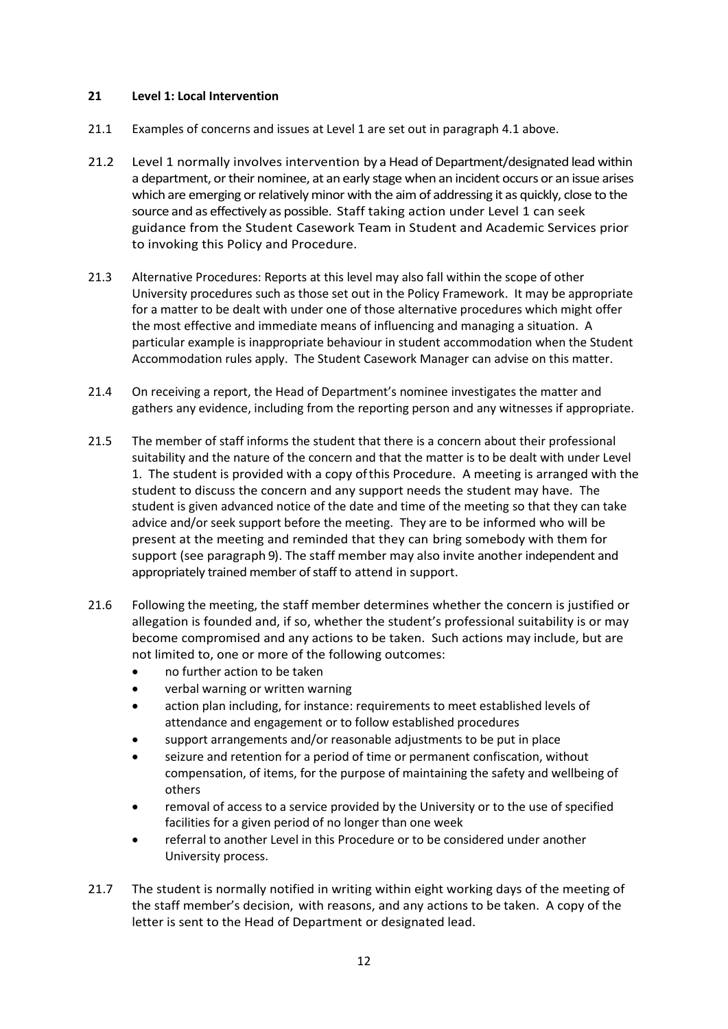## 21 Level 1: Local Intervention

21.1 Examples of concerns and issues at Level 1 are set out in paragraph 4.1 above.

21.2 Level 1 normally involves intervention by a Head of Department/designated lead within a department, or their nominee, at an early stage when an incident occurs or an issue arises which are emerging or relatively minor with the aim of addressing it as quickly, close to the source and as effectively as possible. Staff taking action under Level 1 can seek guidance from the Student Casework Team in Student and Academic Services prior to invoking this Policy and Procedure.

21.3 Alternative Procedures: Reports at this level may also fall within the scope of other University procedures such as those set out in the Policy Framework. It may be appropriate for a matter to be dealt with under one of those alternative procedures which might offer the most effective and immediate means of influencing and managing a situation. A particular example is inappropriate behaviour in student accommodation when the Student Accommodation rules apply. The Student Casework Manager can advise on this matter.

21.4 On receiving a report, the Head of Department's nominee investigates the matter and gathers any evidence, including from the reporting person and any witnesses if appropriate.

21.5 The member of staff informs the student that there is a concern about their professional suitability and the nature of the concern and that the matter is to be dealt with under Level 1. The student is provided with a copy of this Procedure. A meeting is arranged with the student to discuss the concern and any support needs the student may have. The student is given advanced notice of the date and time of the meeting so that they can take advice and/or seek support before the meeting. They are to be informed who will be present at the meeting and reminded that they can bring somebody with them for support (see paragraph 9). The staff member may also invite another independent and appropriately trained member of staff to attend in support.

21.6 Following the meeting, the staff member determines whether the concern is justified or allegation is founded and, if so, whether the student's professional suitability is or may become compromised and any actions to be taken. Such actions may include, but are not limited to, one or more of the following outcomes:

- no further action to be taken
- verbal warning or written warning
- action plan including, for instance: requirements to meet established levels of attendance and engagement or to follow established procedures
- support arrangements and/or reasonable adjustments to be put in place
- seizure and retention for a period of time or permanent confiscation, without compensation, of items, for the purpose of maintaining the safety and wellbeing of others
- removal of access to a service provided by the University or to the use of specified facilities for a given period of no longer than one week
- referral to another Level in this Procedure or to be considered under another University process.

21.7 The student is normally notified in writing within eight working days of the meeting of the staff member's decision, with reasons, and any actions to be taken. A copy of the letter is sent to the Head of Department or designated lead.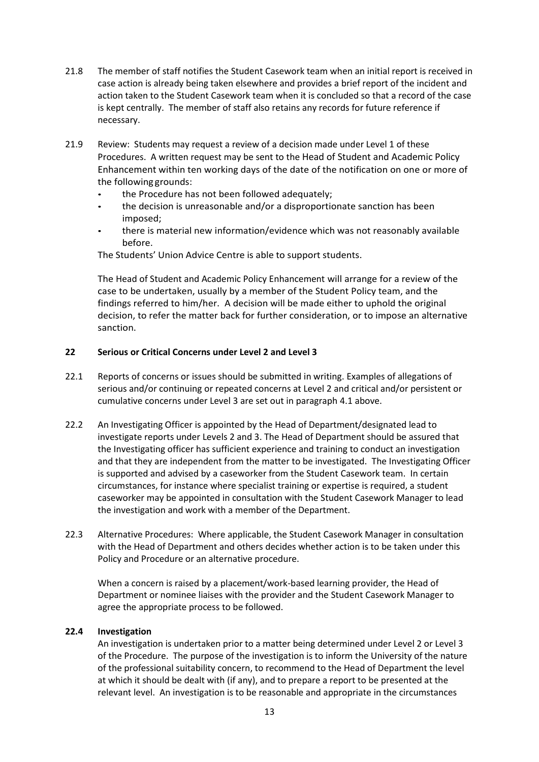21.8 The member of staff notifies the Student Casework team when an initial report is received in case action is already being taken elsewhere and provides a brief report of the incident and action taken to the Student Casework team when it is concluded so that a record of the case is kept centrally. The member of staff also retains any records for future reference if necessary.

21.9 Review: Students may request a review of a decision made under Level 1 of these Procedures. A written request may be sent to the Head of Student and Academic Policy Enhancement within ten working days of the date of the notification on one or more of the following grounds:

- the Procedure has not been followed adequately;
- the decision is unreasonable and/or a disproportionate sanction has been imposed;
- there is material new information/evidence which was not reasonably available before.

The Students' Union Advice Centre is able to support students.

The Head of Student and Academic Policy Enhancement will arrange for a review of the case to be undertaken, usually by a member of the Student Policy team, and the findings referred to him/her. A decision will be made either to uphold the original decision, to refer the matter back for further consideration, or to impose an alternative sanction.

## 22 Serious or Critical Concerns under Level 2 and Level 3

22.1 Reports of concerns or issues should be submitted in writing. Examples of allegations of serious and/or continuing or repeated concerns at Level 2 and critical and/or persistent or cumulative concerns under Level 3 are set out in paragraph 4.1 above.

22.2 An Investigating Officer is appointed by the Head of Department/designated lead to investigate reports under Levels 2 and 3. The Head of Department should be assured that the Investigating officer has sufficient experience and training to conduct an investigation and that they are independent from the matter to be investigated. The Investigating Officer is supported and advised by a caseworker from the Student Casework team. In certain circumstances, for instance where specialist training or expertise is required, a student caseworker may be appointed in consultation with the Student Casework Manager to lead the investigation and work with a member of the Department.

22.3 Alternative Procedures: Where applicable, the Student Casework Manager in consultation with the Head of Department and others decides whether action is to be taken under this Policy and Procedure or an alternative procedure.

When a concern is raised by a placement/work-based learning provider, the Head of Department or nominee liaises with the provider and the Student Casework Manager to agree the appropriate process to be followed.

### 22.4 Investigation

An investigation is undertaken prior to a matter being determined under Level 2 or Level 3 of the Procedure. The purpose of the investigation is to inform the University of the nature of the professional suitability concern, to recommend to the Head of Department the level at which it should be dealt with (if any), and to prepare a report to be presented at the relevant level. An investigation is to be reasonable and appropriate in the circumstances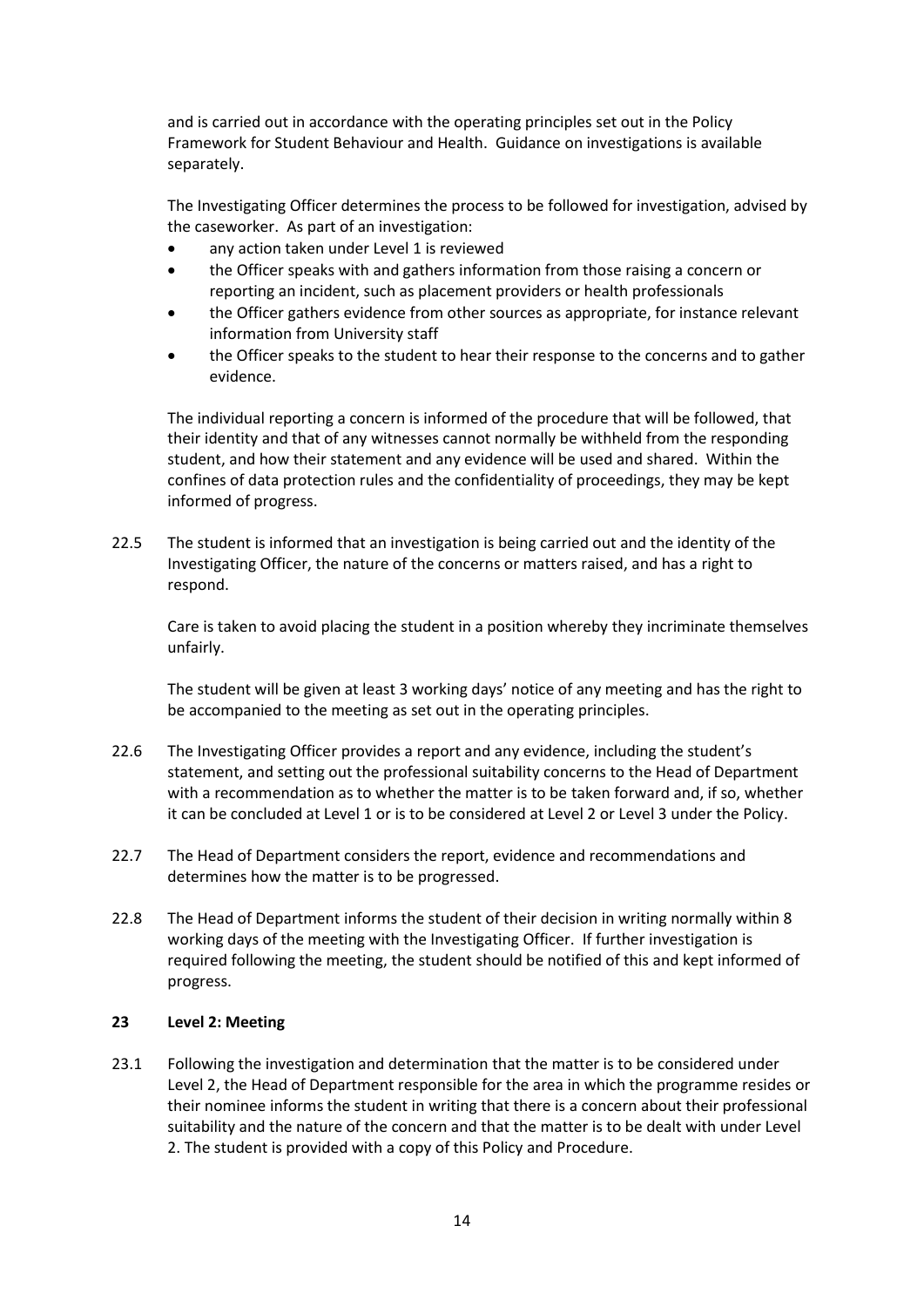and is carried out in accordance with the operating principles set out in the Policy Framework for Student Behaviour and Health. Guidance on investigations is available separately.

The Investigating Officer determines the process to be followed for investigation, advised by the caseworker. As part of an investigation:

- any action taken under Level 1 is reviewed
- the Officer speaks with and gathers information from those raising a concern or reporting an incident, such as placement providers or health professionals
- the Officer gathers evidence from other sources as appropriate, for instance relevant information from University staff
- the Officer speaks to the student to hear their response to the concerns and to gather evidence.

The individual reporting a concern is informed of the procedure that will be followed, that their identity and that of any witnesses cannot normally be withheld from the responding student, and how their statement and any evidence will be used and shared. Within the confines of data protection rules and the confidentiality of proceedings, they may be kept informed of progress.

22.5 The student is informed that an investigation is being carried out and the identity of the Investigating Officer, the nature of the concerns or matters raised, and has a right to respond.

Care is taken to avoid placing the student in a position whereby they incriminate themselves unfairly.

The student will be given at least 3 working days' notice of any meeting and has the right to be accompanied to the meeting as set out in the operating principles.

22.6 The Investigating Officer provides a report and any evidence, including the student's statement, and setting out the professional suitability concerns to the Head of Department with a recommendation as to whether the matter is to be taken forward and, if so, whether it can be concluded at Level 1 or is to be considered at Level 2 or Level 3 under the Policy.

22.7 The Head of Department considers the report, evidence and recommendations and determines how the matter is to be progressed.

22.8 The Head of Department informs the student of their decision in writing normally within 8 working days of the meeting with the Investigating Officer. If further investigation is required following the meeting, the student should be notified of this and kept informed of progress.

## 23 Level 2: Meeting

23.1 Following the investigation and determination that the matter is to be considered under Level 2, the Head of Department responsible for the area in which the programme resides or their nominee informs the student in writing that there is a concern about their professional suitability and the nature of the concern and that the matter is to be dealt with under Level 2. The student is provided with a copy of this Policy and Procedure.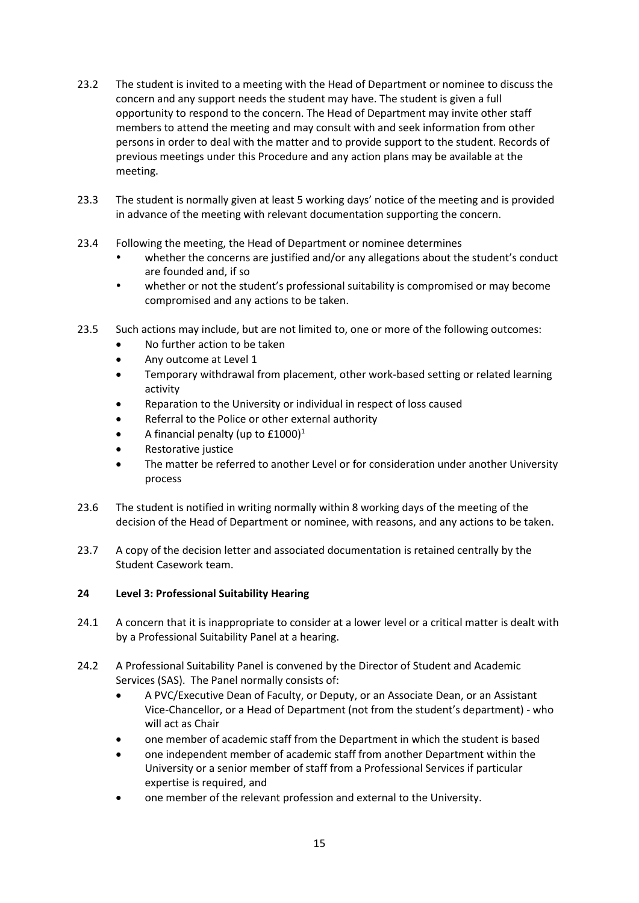23.2 The student is invited to a meeting with the Head of Department or nominee to discuss the concern and any support needs the student may have. The student is given a full opportunity to respond to the concern. The Head of Department may invite other staff members to attend the meeting and may consult with and seek information from other persons in order to deal with the matter and to provide support to the student. Records of previous meetings under this Procedure and any action plans may be available at the meeting.

23.3 The student is normally given at least 5 working days' notice of the meeting and is provided in advance of the meeting with relevant documentation supporting the concern.

23.4 Following the meeting, the Head of Department or nominee determines

- whether the concerns are justified and/or any allegations about the student's conduct are founded and, if so
- whether or not the student's professional suitability is compromised or may become compromised and any actions to be taken.

23.5 Such actions may include, but are not limited to, one or more of the following outcomes:

- No further action to be taken
- Any outcome at Level 1
- Temporary withdrawal from placement, other work-based setting or related learning activity
- Reparation to the University or individual in respect of loss caused
- Referral to the Police or other external authority
- A financial penalty (up to £1000)[1]
- Restorative justice
- The matter be referred to another Level or for consideration under another University process

23.6 The student is notified in writing normally within 8 working days of the meeting of the decision of the Head of Department or nominee, with reasons, and any actions to be taken.

23.7 A copy of the decision letter and associated documentation is retained centrally by the Student Casework team.

## 24 Level 3: Professional Suitability Hearing

24.1 A concern that it is inappropriate to consider at a lower level or a critical matter is dealt with by a Professional Suitability Panel at a hearing.

24.2 A Professional Suitability Panel is convened by the Director of Student and Academic Services (SAS). The Panel normally consists of:

- A PVC/Executive Dean of Faculty, or Deputy, or an Associate Dean, or an Assistant Vice-Chancellor, or a Head of Department (not from the student's department) - who will act as Chair
- one member of academic staff from the Department in which the student is based
- one independent member of academic staff from another Department within the University or a senior member of staff from a Professional Services if particular expertise is required, and
- one member of the relevant profession and external to the University.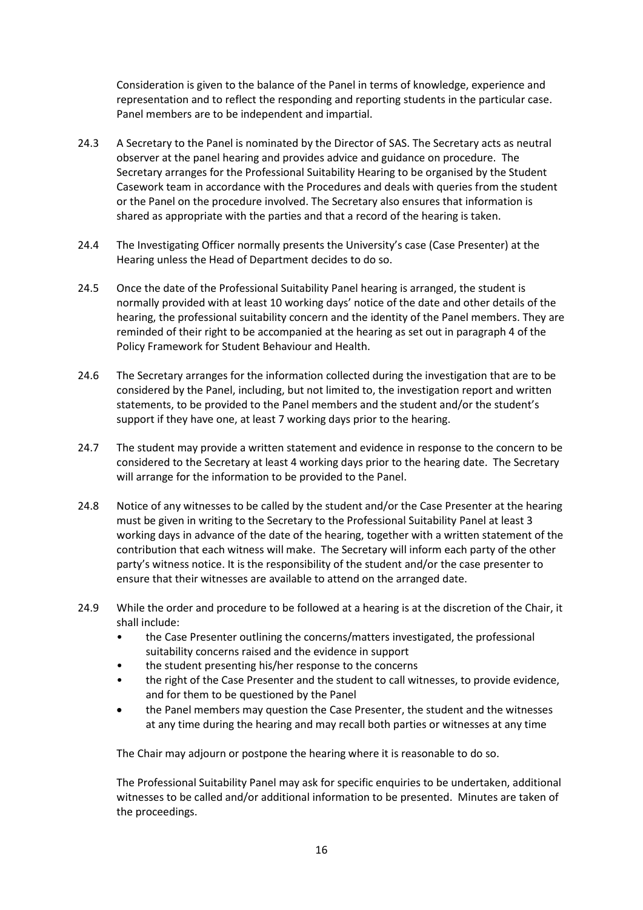Consideration is given to the balance of the Panel in terms of knowledge, experience and representation and to reflect the responding and reporting students in the particular case. Panel members are to be independent and impartial.

24.3 A Secretary to the Panel is nominated by the Director of SAS. The Secretary acts as neutral observer at the panel hearing and provides advice and guidance on procedure. The Secretary arranges for the Professional Suitability Hearing to be organised by the Student Casework team in accordance with the Procedures and deals with queries from the student or the Panel on the procedure involved. The Secretary also ensures that information is shared as appropriate with the parties and that a record of the hearing is taken.

24.4 The Investigating Officer normally presents the University's case (Case Presenter) at the Hearing unless the Head of Department decides to do so.

24.5 Once the date of the Professional Suitability Panel hearing is arranged, the student is normally provided with at least 10 working days' notice of the date and other details of the hearing, the professional suitability concern and the identity of the Panel members. They are reminded of their right to be accompanied at the hearing as set out in paragraph 4 of the Policy Framework for Student Behaviour and Health.

24.6 The Secretary arranges for the information collected during the investigation that are to be considered by the Panel, including, but not limited to, the investigation report and written statements, to be provided to the Panel members and the student and/or the student's support if they have one, at least 7 working days prior to the hearing.

24.7 The student may provide a written statement and evidence in response to the concern to be considered to the Secretary at least 4 working days prior to the hearing date. The Secretary will arrange for the information to be provided to the Panel.

24.8 Notice of any witnesses to be called by the student and/or the Case Presenter at the hearing must be given in writing to the Secretary to the Professional Suitability Panel at least 3 working days in advance of the date of the hearing, together with a written statement of the contribution that each witness will make. The Secretary will inform each party of the other party's witness notice. It is the responsibility of the student and/or the case presenter to ensure that their witnesses are available to attend on the arranged date.

24.9 While the order and procedure to be followed at a hearing is at the discretion of the Chair, it shall include:

- the Case Presenter outlining the concerns/matters investigated, the professional suitability concerns raised and the evidence in support
- the student presenting his/her response to the concerns
- the right of the Case Presenter and the student to call witnesses, to provide evidence, and for them to be questioned by the Panel
- the Panel members may question the Case Presenter, the student and the witnesses at any time during the hearing and may recall both parties or witnesses at any time

The Chair may adjourn or postpone the hearing where it is reasonable to do so.

The Professional Suitability Panel may ask for specific enquiries to be undertaken, additional witnesses to be called and/or additional information to be presented. Minutes are taken of the proceedings.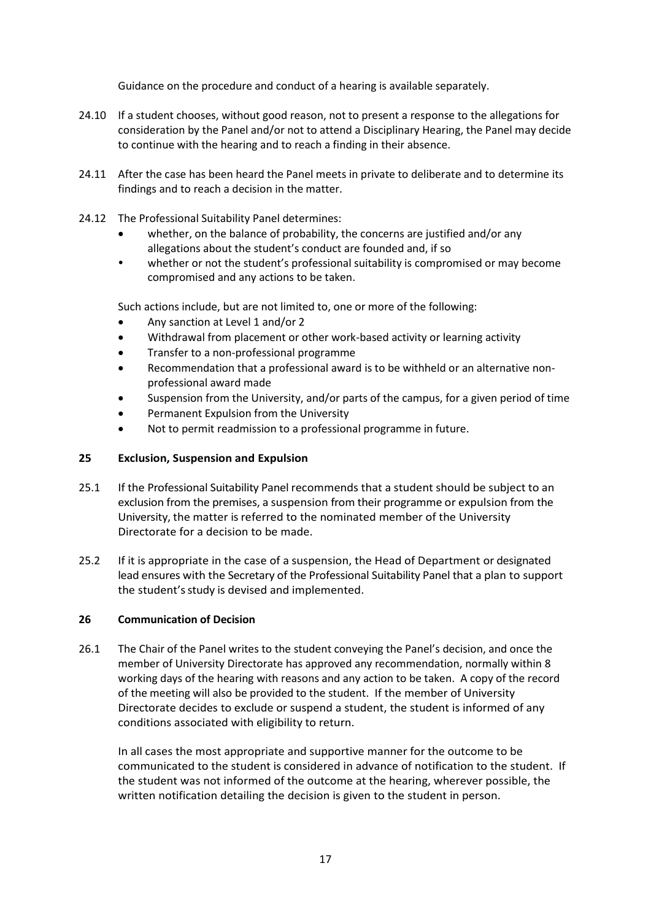Guidance on the procedure and conduct of a hearing is available separately.

24.10 If a student chooses, without good reason, not to present a response to the allegations for consideration by the Panel and/or not to attend a Disciplinary Hearing, the Panel may decide to continue with the hearing and to reach a finding in their absence.

24.11 After the case has been heard the Panel meets in private to deliberate and to determine its findings and to reach a decision in the matter.

24.12 The Professional Suitability Panel determines:

- whether, on the balance of probability, the concerns are justified and/or any allegations about the student's conduct are founded and, if so
- whether or not the student's professional suitability is compromised or may become compromised and any actions to be taken.

Such actions include, but are not limited to, one or more of the following:

- Any sanction at Level 1 and/or 2
- Withdrawal from placement or other work-based activity or learning activity
- Transfer to a non-professional programme
- Recommendation that a professional award is to be withheld or an alternative non-professional award made
- Suspension from the University, and/or parts of the campus, for a given period of time
- Permanent Expulsion from the University
- Not to permit readmission to a professional programme in future.

## 25 Exclusion, Suspension and Expulsion

25.1 If the Professional Suitability Panel recommends that a student should be subject to an exclusion from the premises, a suspension from their programme or expulsion from the University, the matter is referred to the nominated member of the University Directorate for a decision to be made.

25.2 If it is appropriate in the case of a suspension, the Head of Department or designated lead ensures with the Secretary of the Professional Suitability Panel that a plan to support the student's study is devised and implemented.

## 26 Communication of Decision

26.1 The Chair of the Panel writes to the student conveying the Panel's decision, and once the member of University Directorate has approved any recommendation, normally within 8 working days of the hearing with reasons and any action to be taken. A copy of the record of the meeting will also be provided to the student. If the member of University Directorate decides to exclude or suspend a student, the student is informed of any conditions associated with eligibility to return.

In all cases the most appropriate and supportive manner for the outcome to be communicated to the student is considered in advance of notification to the student. If the student was not informed of the outcome at the hearing, wherever possible, the written notification detailing the decision is given to the student in person.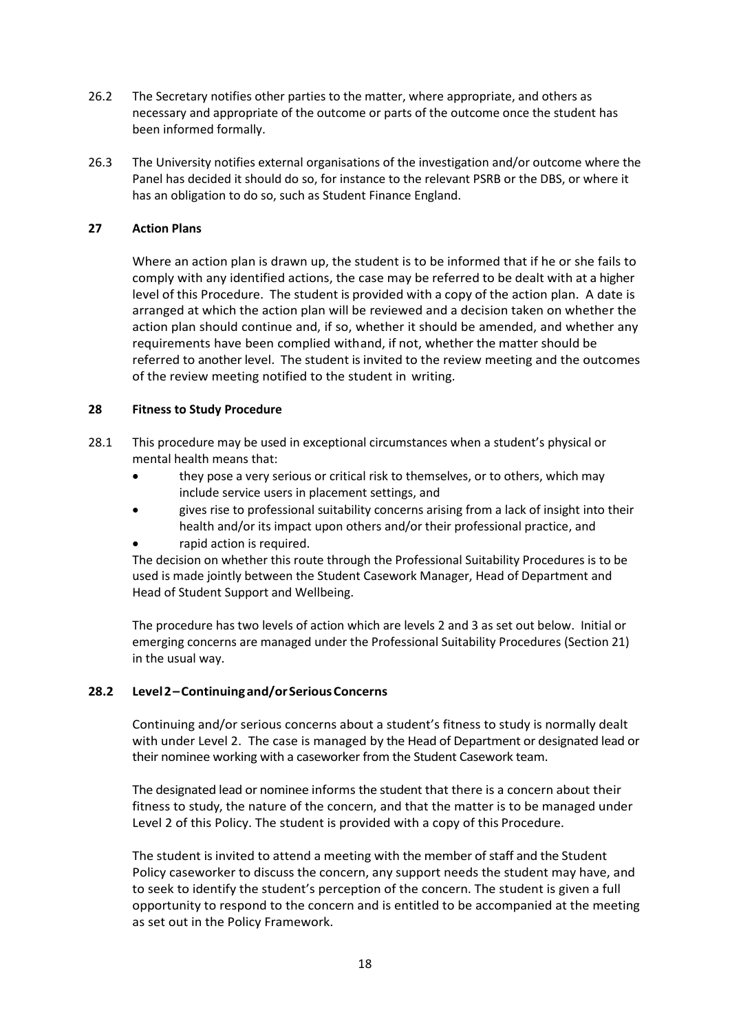26.2 The Secretary notifies other parties to the matter, where appropriate, and others as necessary and appropriate of the outcome or parts of the outcome once the student has been informed formally.

26.3 The University notifies external organisations of the investigation and/or outcome where the Panel has decided it should do so, for instance to the relevant PSRB or the DBS, or where it has an obligation to do so, such as Student Finance England.

## 27 Action Plans

Where an action plan is drawn up, the student is to be informed that if he or she fails to comply with any identified actions, the case may be referred to be dealt with at a higher level of this Procedure. The student is provided with a copy of the action plan. A date is arranged at which the action plan will be reviewed and a decision taken on whether the action plan should continue and, if so, whether it should be amended, and whether any requirements have been complied withand, if not, whether the matter should be referred to another level. The student is invited to the review meeting and the outcomes of the review meeting notified to the student in writing.

## 28 Fitness to Study Procedure

28.1 This procedure may be used in exceptional circumstances when a student's physical or mental health means that:

- they pose a very serious or critical risk to themselves, or to others, which may include service users in placement settings, and
- gives rise to professional suitability concerns arising from a lack of insight into their health and/or its impact upon others and/or their professional practice, and
- rapid action is required.

The decision on whether this route through the Professional Suitability Procedures is to be used is made jointly between the Student Casework Manager, Head of Department and Head of Student Support and Wellbeing.

The procedure has two levels of action which are levels 2 and 3 as set out below. Initial or emerging concerns are managed under the Professional Suitability Procedures (Section 21) in the usual way.

### 28.2 Level 2 – Continuing and/or Serious Concerns

Continuing and/or serious concerns about a student's fitness to study is normally dealt with under Level 2. The case is managed by the Head of Department or designated lead or their nominee working with a caseworker from the Student Casework team.

The designated lead or nominee informs the student that there is a concern about their fitness to study, the nature of the concern, and that the matter is to be managed under Level 2 of this Policy. The student is provided with a copy of this Procedure.

The student is invited to attend a meeting with the member of staff and the Student Policy caseworker to discuss the concern, any support needs the student may have, and to seek to identify the student's perception of the concern. The student is given a full opportunity to respond to the concern and is entitled to be accompanied at the meeting as set out in the Policy Framework.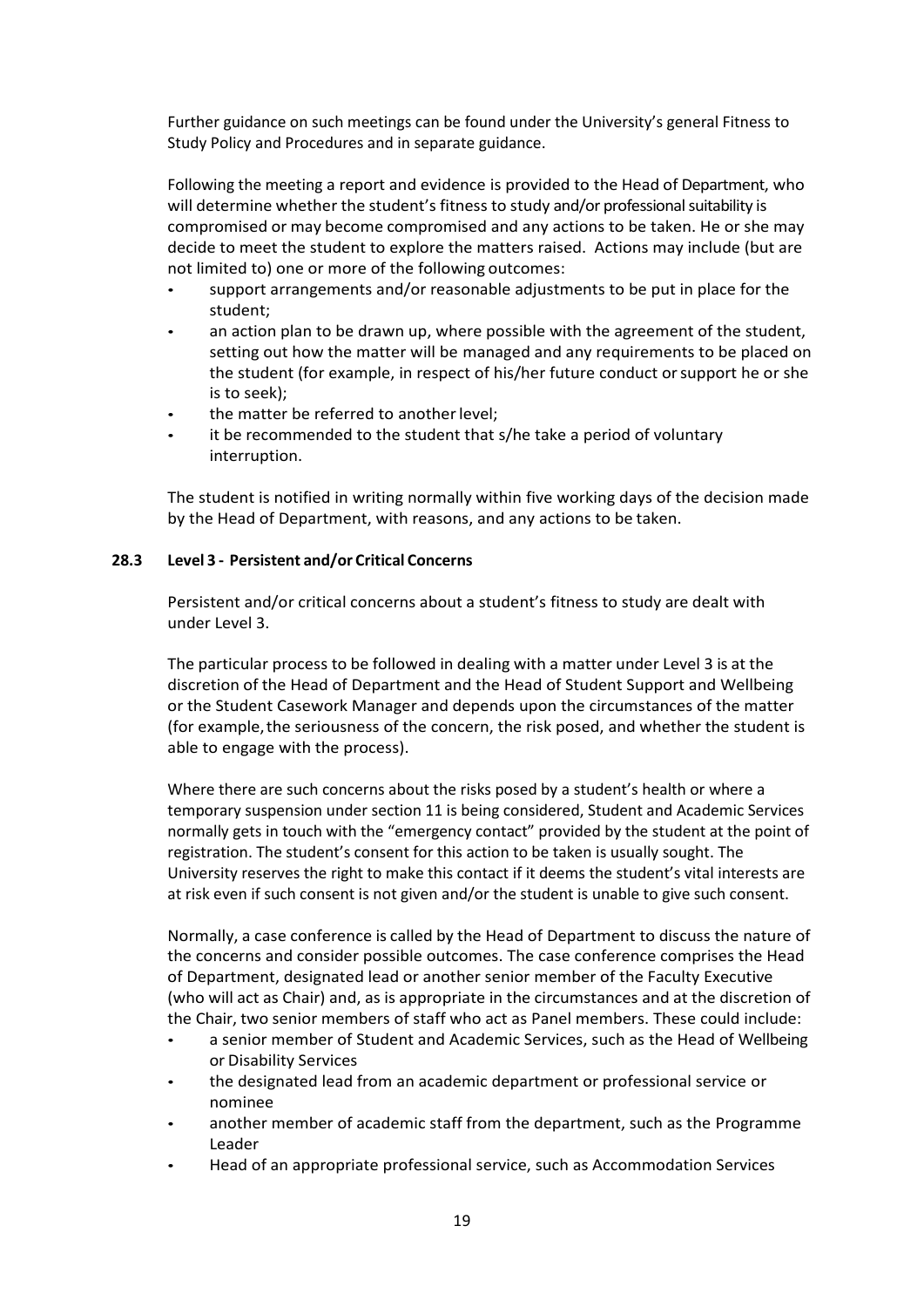Further guidance on such meetings can be found under the University's general Fitness to Study Policy and Procedures and in separate guidance.

Following the meeting a report and evidence is provided to the Head of Department, who will determine whether the student's fitness to study and/or professional suitability is compromised or may become compromised and any actions to be taken. He or she may decide to meet the student to explore the matters raised. Actions may include (but are not limited to) one or more of the following outcomes:

- support arrangements and/or reasonable adjustments to be put in place for the student;
- an action plan to be drawn up, where possible with the agreement of the student, setting out how the matter will be managed and any requirements to be placed on the student (for example, in respect of his/her future conduct or support he or she is to seek);
- the matter be referred to another level;
- it be recommended to the student that s/he take a period of voluntary interruption.

The student is notified in writing normally within five working days of the decision made by the Head of Department, with reasons, and any actions to be taken.

### 28.3 Level 3 - Persistent and/or Critical Concerns

Persistent and/or critical concerns about a student's fitness to study are dealt with under Level 3.

The particular process to be followed in dealing with a matter under Level 3 is at the discretion of the Head of Department and the Head of Student Support and Wellbeing or the Student Casework Manager and depends upon the circumstances of the matter (for example, the seriousness of the concern, the risk posed, and whether the student is able to engage with the process).

Where there are such concerns about the risks posed by a student's health or where a temporary suspension under section 11 is being considered, Student and Academic Services normally gets in touch with the "emergency contact" provided by the student at the point of registration. The student's consent for this action to be taken is usually sought. The University reserves the right to make this contact if it deems the student's vital interests are at risk even if such consent is not given and/or the student is unable to give such consent.

Normally, a case conference is called by the Head of Department to discuss the nature of the concerns and consider possible outcomes. The case conference comprises the Head of Department, designated lead or another senior member of the Faculty Executive (who will act as Chair) and, as is appropriate in the circumstances and at the discretion of the Chair, two senior members of staff who act as Panel members. These could include:

- a senior member of Student and Academic Services, such as the Head of Wellbeing or Disability Services
- the designated lead from an academic department or professional service or nominee
- another member of academic staff from the department, such as the Programme Leader
- Head of an appropriate professional service, such as Accommodation Services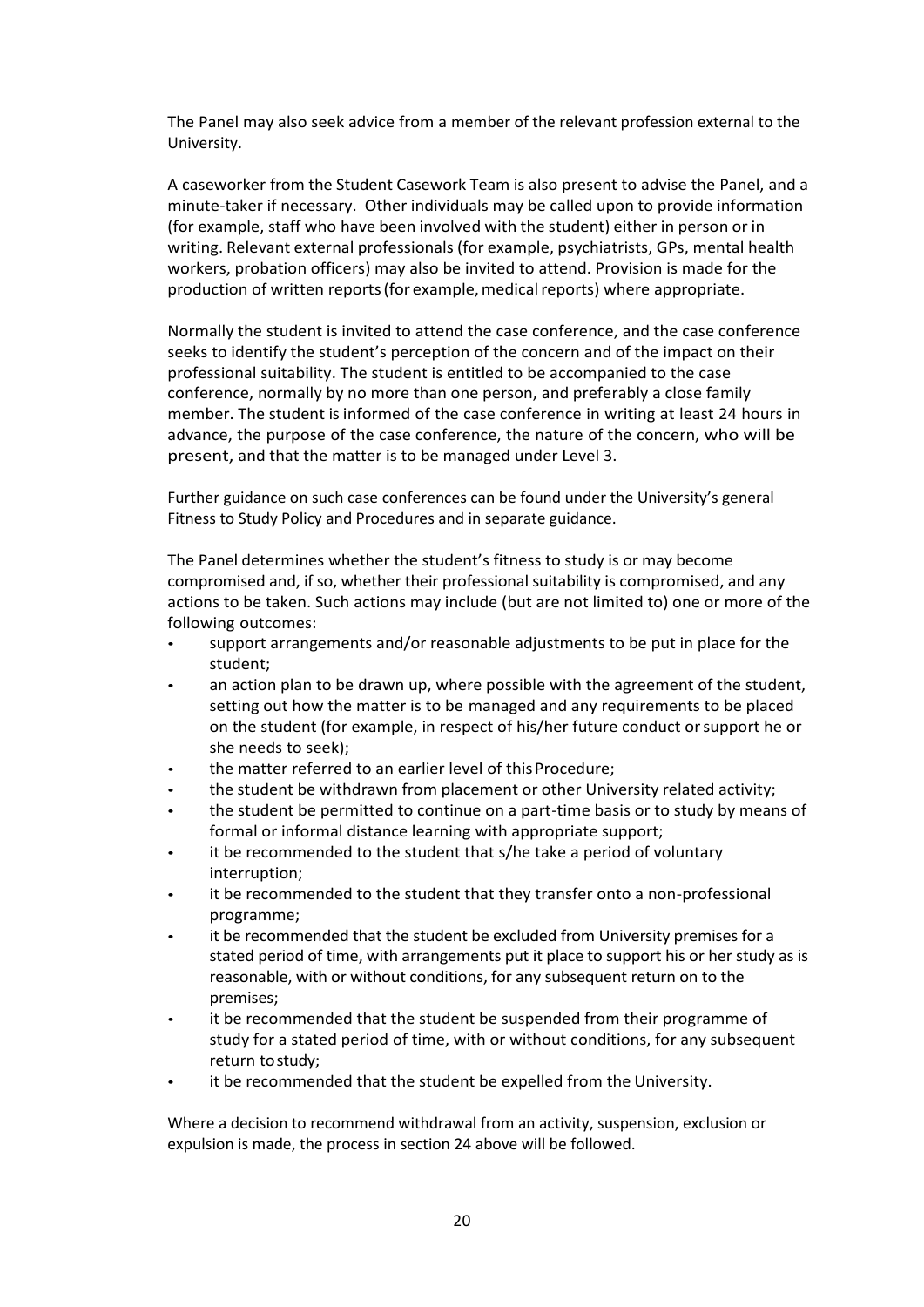The Panel may also seek advice from a member of the relevant profession external to the University.

A caseworker from the Student Casework Team is also present to advise the Panel, and a minute-taker if necessary. Other individuals may be called upon to provide information (for example, staff who have been involved with the student) either in person or in writing. Relevant external professionals (for example, psychiatrists, GPs, mental health workers, probation officers) may also be invited to attend. Provision is made for the production of written reports (for example, medical reports) where appropriate.

Normally the student is invited to attend the case conference, and the case conference seeks to identify the student's perception of the concern and of the impact on their professional suitability. The student is entitled to be accompanied to the case conference, normally by no more than one person, and preferably a close family member. The student is informed of the case conference in writing at least 24 hours in advance, the purpose of the case conference, the nature of the concern, who will be present, and that the matter is to be managed under Level 3.

Further guidance on such case conferences can be found under the University's general Fitness to Study Policy and Procedures and in separate guidance.

The Panel determines whether the student's fitness to study is or may become compromised and, if so, whether their professional suitability is compromised, and any actions to be taken. Such actions may include (but are not limited to) one or more of the following outcomes:

- support arrangements and/or reasonable adjustments to be put in place for the student;
- an action plan to be drawn up, where possible with the agreement of the student, setting out how the matter is to be managed and any requirements to be placed on the student (for example, in respect of his/her future conduct or support he or she needs to seek);
- the matter referred to an earlier level of this Procedure;
- the student be withdrawn from placement or other University related activity;
- the student be permitted to continue on a part-time basis or to study by means of formal or informal distance learning with appropriate support;
- it be recommended to the student that s/he take a period of voluntary interruption;
- it be recommended to the student that they transfer onto a non-professional programme;
- it be recommended that the student be excluded from University premises for a stated period of time, with arrangements put it place to support his or her study as is reasonable, with or without conditions, for any subsequent return on to the premises;
- it be recommended that the student be suspended from their programme of study for a stated period of time, with or without conditions, for any subsequent return to study;
- it be recommended that the student be expelled from the University.

Where a decision to recommend withdrawal from an activity, suspension, exclusion or expulsion is made, the process in section 24 above will be followed.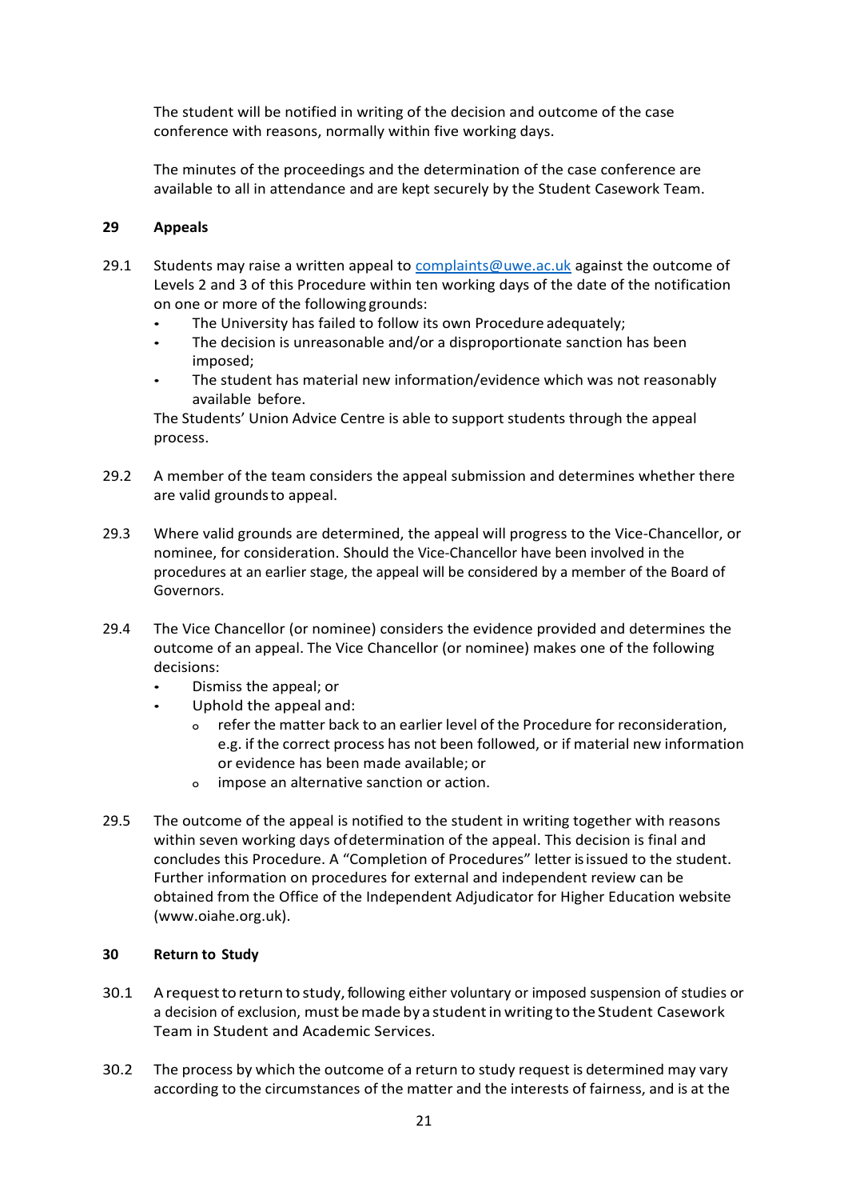The student will be notified in writing of the decision and outcome of the case conference with reasons, normally within five working days.

The minutes of the proceedings and the determination of the case conference are available to all in attendance and are kept securely by the Student Casework Team.

## 29 Appeals

29.1 Students may raise a written appeal to complaints@uwe.ac.uk against the outcome of Levels 2 and 3 of this Procedure within ten working days of the date of the notification on one or more of the following grounds:

- The University has failed to follow its own Procedure adequately;
- The decision is unreasonable and/or a disproportionate sanction has been imposed;
- The student has material new information/evidence which was not reasonably available before.

The Students' Union Advice Centre is able to support students through the appeal process.

29.2 A member of the team considers the appeal submission and determines whether there are valid grounds to appeal.

29.3 Where valid grounds are determined, the appeal will progress to the Vice-Chancellor, or nominee, for consideration. Should the Vice-Chancellor have been involved in the procedures at an earlier stage, the appeal will be considered by a member of the Board of Governors.

29.4 The Vice Chancellor (or nominee) considers the evidence provided and determines the outcome of an appeal. The Vice Chancellor (or nominee) makes one of the following decisions:

- Dismiss the appeal; or
- Uphold the appeal and:
    - refer the matter back to an earlier level of the Procedure for reconsideration, e.g. if the correct process has not been followed, or if material new information or evidence has been made available; or
    - impose an alternative sanction or action.

29.5 The outcome of the appeal is notified to the student in writing together with reasons within seven working days of determination of the appeal. This decision is final and concludes this Procedure. A "Completion of Procedures" letter is issued to the student. Further information on procedures for external and independent review can be obtained from the Office of the Independent Adjudicator for Higher Education website (www.oiahe.org.uk).

## 30 Return to Study

30.1 A request to return to study, following either voluntary or imposed suspension of studies or a decision of exclusion, must be made by a student in writing to the Student Casework Team in Student and Academic Services.

30.2 The process by which the outcome of a return to study request is determined may vary according to the circumstances of the matter and the interests of fairness, and is at the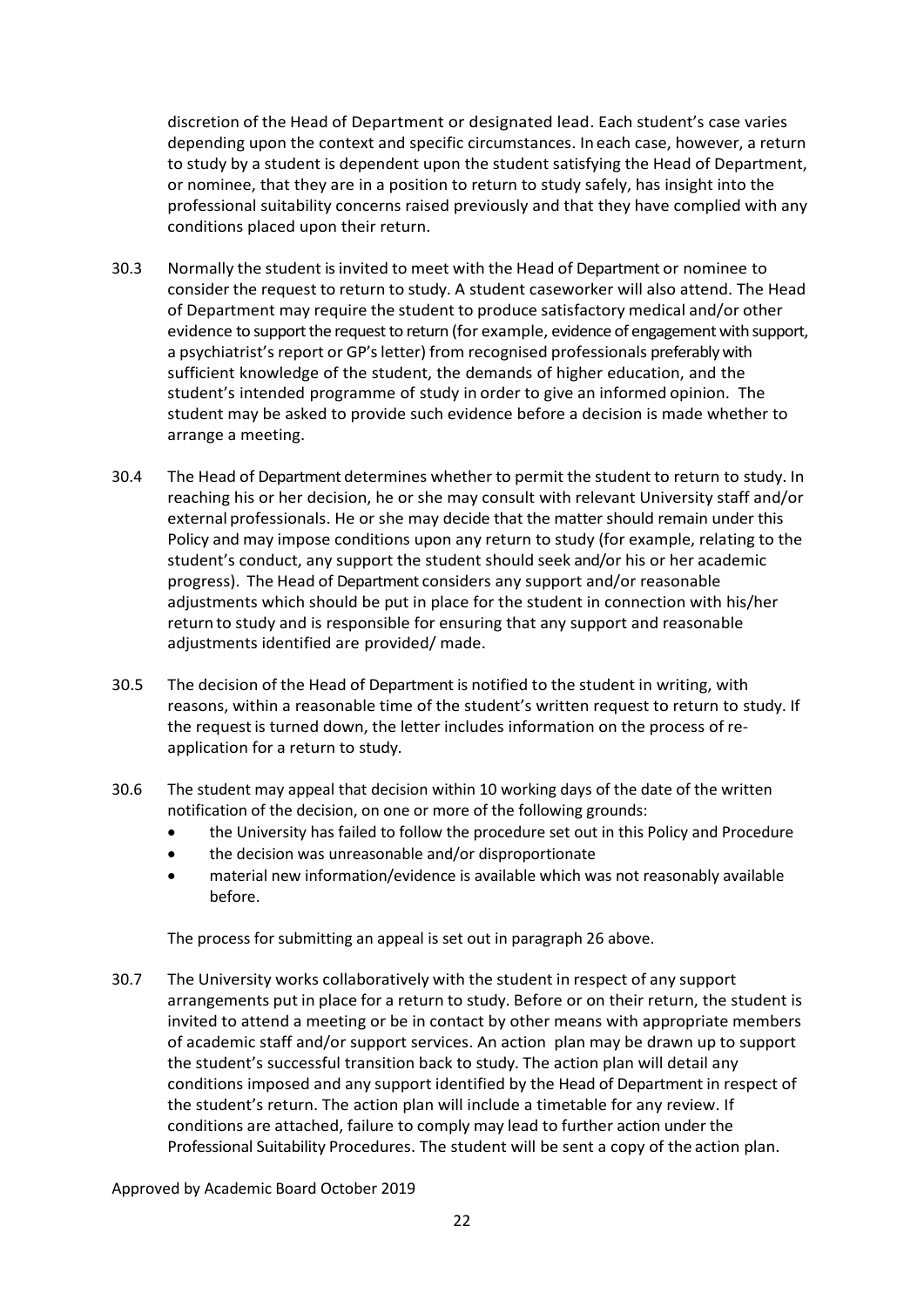discretion of the Head of Department or designated lead. Each student's case varies depending upon the context and specific circumstances. In each case, however, a return to study by a student is dependent upon the student satisfying the Head of Department, or nominee, that they are in a position to return to study safely, has insight into the professional suitability concerns raised previously and that they have complied with any conditions placed upon their return.

30.3 Normally the student is invited to meet with the Head of Department or nominee to consider the request to return to study. A student caseworker will also attend. The Head of Department may require the student to produce satisfactory medical and/or other evidence to support the request to return (for example, evidence of engagement with support, a psychiatrist's report or GP's letter) from recognised professionals preferably with sufficient knowledge of the student, the demands of higher education, and the student's intended programme of study in order to give an informed opinion. The student may be asked to provide such evidence before a decision is made whether to arrange a meeting.

30.4 The Head of Department determines whether to permit the student to return to study. In reaching his or her decision, he or she may consult with relevant University staff and/or external professionals. He or she may decide that the matter should remain under this Policy and may impose conditions upon any return to study (for example, relating to the student's conduct, any support the student should seek and/or his or her academic progress). The Head of Department considers any support and/or reasonable adjustments which should be put in place for the student in connection with his/her return to study and is responsible for ensuring that any support and reasonable adjustments identified are provided/ made.

30.5 The decision of the Head of Department is notified to the student in writing, with reasons, within a reasonable time of the student's written request to return to study. If the request is turned down, the letter includes information on the process of re-application for a return to study.

30.6 The student may appeal that decision within 10 working days of the date of the written notification of the decision, on one or more of the following grounds:

- the University has failed to follow the procedure set out in this Policy and Procedure
- the decision was unreasonable and/or disproportionate
- material new information/evidence is available which was not reasonably available before.

The process for submitting an appeal is set out in paragraph 26 above.

30.7 The University works collaboratively with the student in respect of any support arrangements put in place for a return to study. Before or on their return, the student is invited to attend a meeting or be in contact by other means with appropriate members of academic staff and/or support services. An action plan may be drawn up to support the student's successful transition back to study. The action plan will detail any conditions imposed and any support identified by the Head of Department in respect of the student's return. The action plan will include a timetable for any review. If conditions are attached, failure to comply may lead to further action under the Professional Suitability Procedures. The student will be sent a copy of the action plan.

Approved by Academic Board October 2019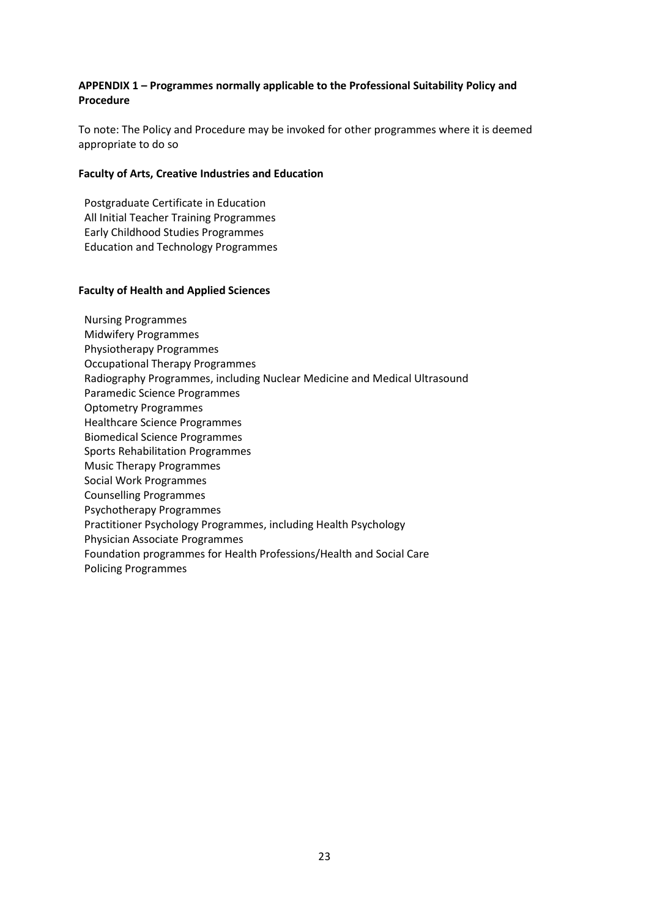## APPENDIX 1 – Programmes normally applicable to the Professional Suitability Policy and Procedure

To note: The Policy and Procedure may be invoked for other programmes where it is deemed appropriate to do so

### Faculty of Arts, Creative Industries and Education

Postgraduate Certificate in Education
All Initial Teacher Training Programmes
Early Childhood Studies Programmes
Education and Technology Programmes

### Faculty of Health and Applied Sciences

Nursing Programmes
Midwifery Programmes
Physiotherapy Programmes
Occupational Therapy Programmes
Radiography Programmes, including Nuclear Medicine and Medical Ultrasound
Paramedic Science Programmes
Optometry Programmes
Healthcare Science Programmes
Biomedical Science Programmes
Sports Rehabilitation Programmes
Music Therapy Programmes
Social Work Programmes
Counselling Programmes
Psychotherapy Programmes
Practitioner Psychology Programmes, including Health Psychology
Physician Associate Programmes
Foundation programmes for Health Professions/Health and Social Care
Policing Programmes